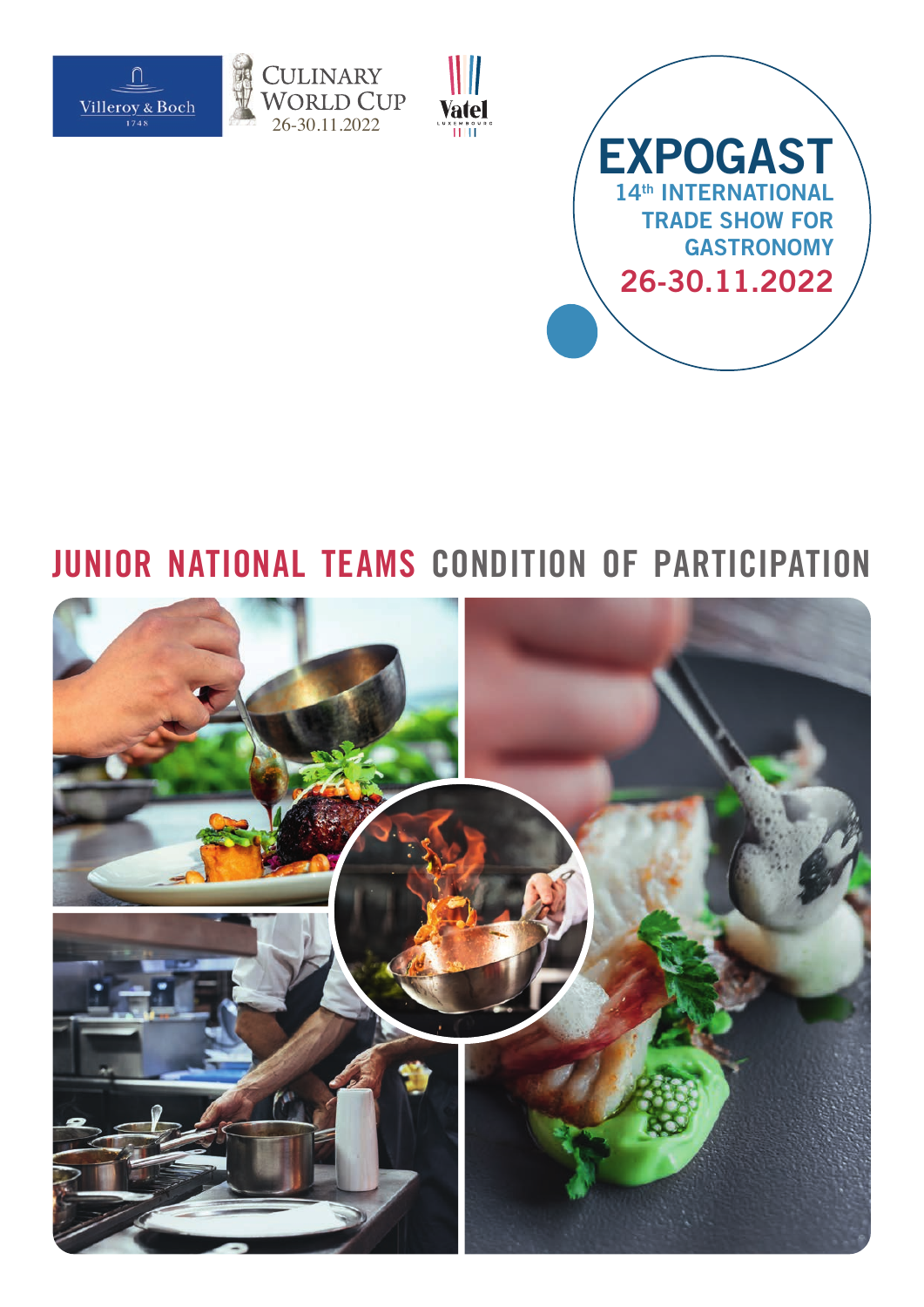Villeroy & Boch 1748

CULINARY WORLD CUP 26-30.11.2022

Vatel LUXEMBOURG

# EXPOGAST

## 14th INTERNATIONAL TRADE SHOW FOR GASTRONOMY

## 26-30.11.2022

# JUNIOR NATIONAL TEAMS CONDITION OF PARTICIPATION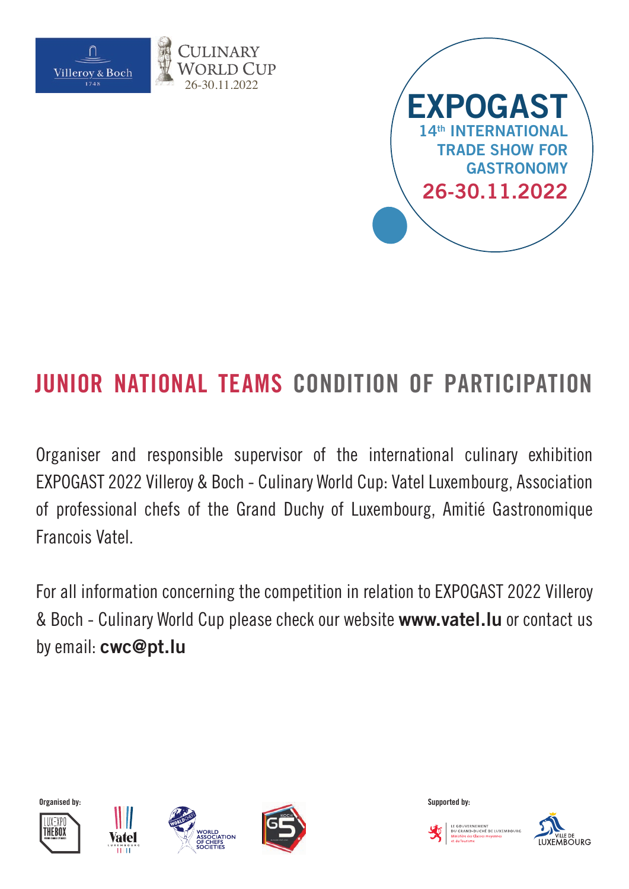Villeroy & Boch 1748

CULINARY WORLD CUP 26-30.11.2022

**EXPOGAST**
**14th INTERNATIONAL TRADE SHOW FOR GASTRONOMY**
**26-30.11.2022**

# JUNIOR NATIONAL TEAMS CONDITION OF PARTICIPATION

Organiser and responsible supervisor of the international culinary exhibition EXPOGAST 2022 Villeroy & Boch - Culinary World Cup: Vatel Luxembourg, Association of professional chefs of the Grand Duchy of Luxembourg, Amitié Gastronomique Francois Vatel.

For all information concerning the competition in relation to EXPOGAST 2022 Villeroy & Boch - Culinary World Cup please check our website **www.vatel.lu** or contact us by email: **cwc@pt.lu**

Organised by:

LUXEXPO THE BOX · Vatel Luxembourg · World Association of Chefs Societies · KOCH G5

Supported by:

Le Gouvernement du Grand-Duché de Luxembourg, Ministère des Classes moyennes et du Tourisme · Ville de Luxembourg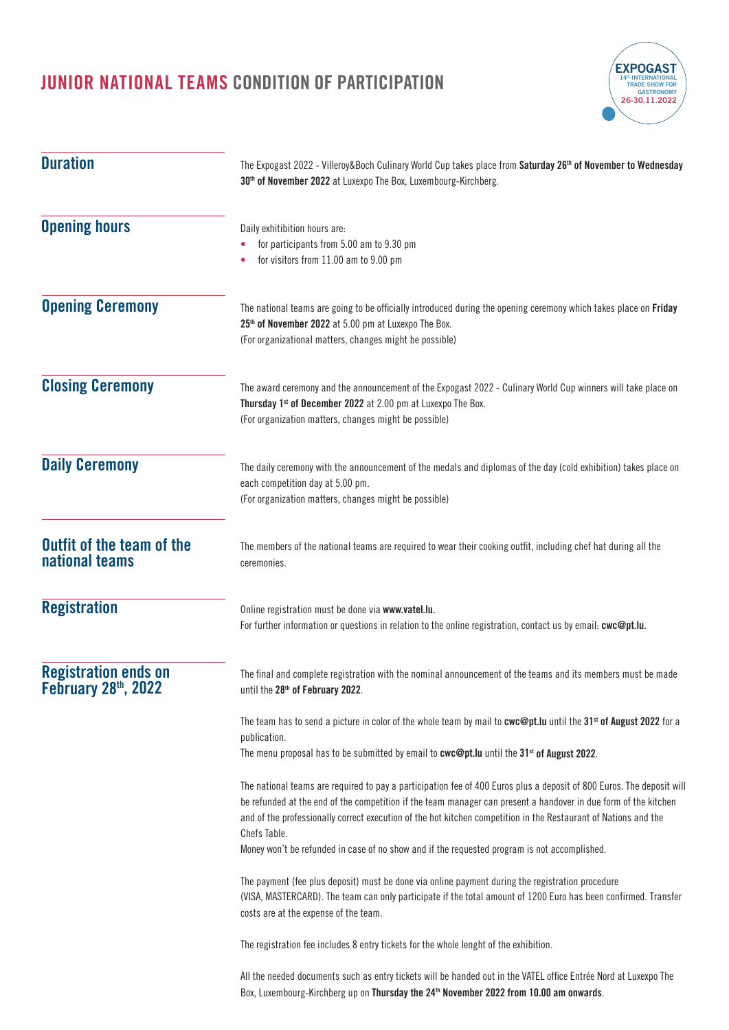# JUNIOR NATIONAL TEAMS CONDITION OF PARTICIPATION

EXPOGAST 14th INTERNATIONAL TRADE SHOW FOR GASTRONOMY 26-30.11.2022

## Duration

The Expogast 2022 - Villeroy&Boch Culinary World Cup takes place from **Saturday 26th of November to Wednesday 30th of November 2022** at Luxexpo The Box, Luxembourg-Kirchberg.

## Opening hours

Daily exhitibition hours are:

- for participants from 5.00 am to 9.30 pm
- for visitors from 11.00 am to 9.00 pm

## Opening Ceremony

The national teams are going to be officially introduced during the opening ceremony which takes place on **Friday 25th of November 2022** at 5.00 pm at Luxexpo The Box.
(For organizational matters, changes might be possible)

## Closing Ceremony

The award ceremony and the announcement of the Expogast 2022 - Culinary World Cup winners will take place on **Thursday 1st of December 2022** at 2.00 pm at Luxexpo The Box.
(For organization matters, changes might be possible)

## Daily Ceremony

The daily ceremony with the announcement of the medals and diplomas of the day (cold exhibition) takes place on each competition day at 5.00 pm.
(For organization matters, changes might be possible)

## Outfit of the team of the national teams

The members of the national teams are required to wear their cooking outfit, including chef hat during all the ceremonies.

## Registration

Online registration must be done via **www.vatel.lu.**
For further information or questions in relation to the online registration, contact us by email: **cwc@pt.lu.**

## Registration ends on February 28th, 2022

The final and complete registration with the nominal announcement of the teams and its members must be made until the **28th of February 2022**.

The team has to send a picture in color of the whole team by mail to **cwc@pt.lu** until the **31st of August 2022** for a publication.
The menu proposal has to be submitted by email to **cwc@pt.lu** until the **31st of August 2022**.

The national teams are required to pay a participation fee of 400 Euros plus a deposit of 800 Euros. The deposit will be refunded at the end of the competition if the team manager can present a handover in due form of the kitchen and of the professionally correct execution of the hot kitchen competition in the Restaurant of Nations and the Chefs Table.
Money won't be refunded in case of no show and if the requested program is not accomplished.

The payment (fee plus deposit) must be done via online payment during the registration procedure (VISA, MASTERCARD). The team can only participate if the total amount of 1200 Euro has been confirmed. Transfer costs are at the expense of the team.

The registration fee includes 8 entry tickets for the whole lenght of the exhibition.

All the needed documents such as entry tickets will be handed out in the VATEL office Entrée Nord at Luxexpo The Box, Luxembourg-Kirchberg up on **Thursday the 24th November 2022 from 10.00 am onwards**.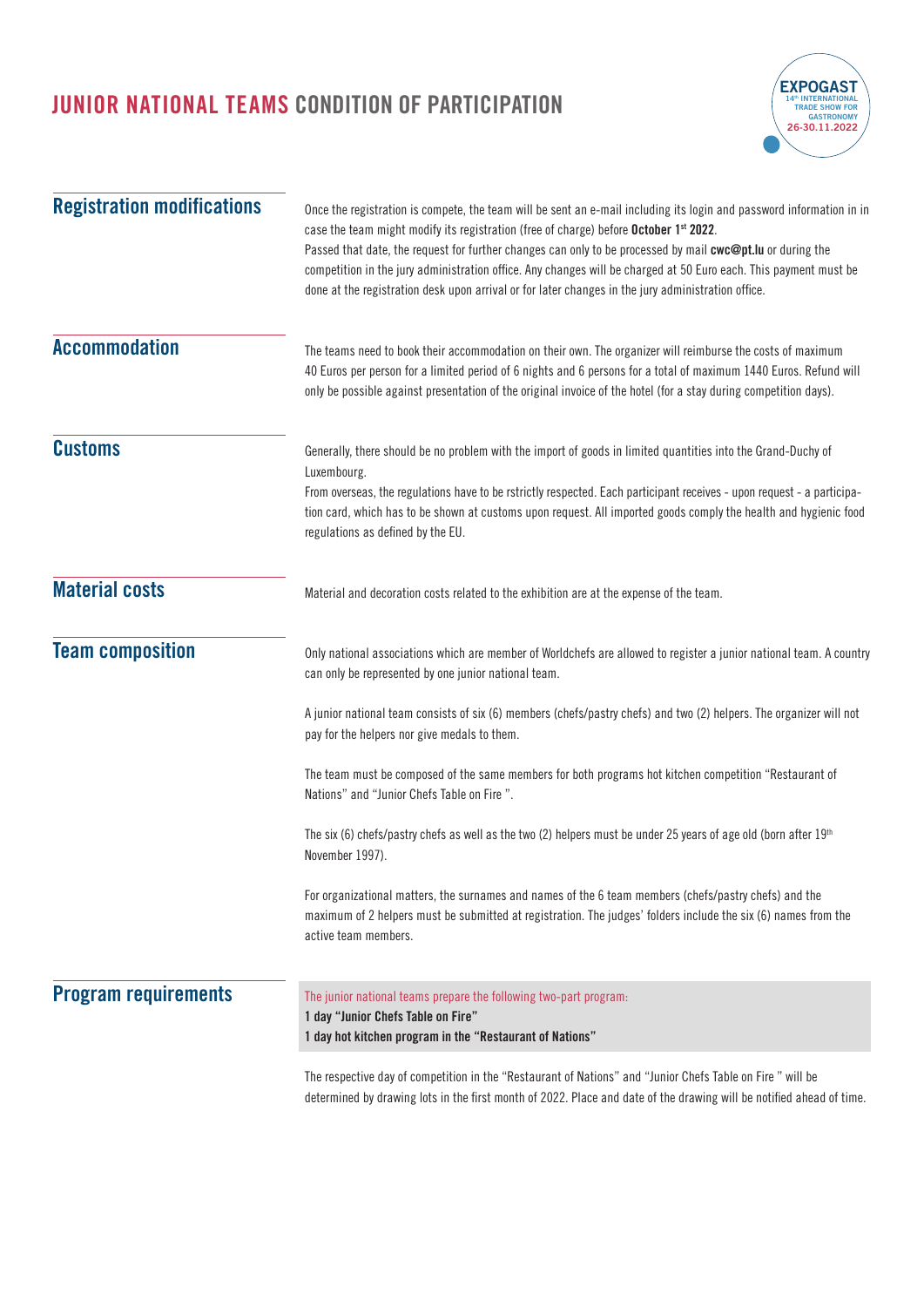# JUNIOR NATIONAL TEAMS CONDITION OF PARTICIPATION

## Registration modifications

Once the registration is compete, the team will be sent an e-mail including its login and password information in in case the team might modify its registration (free of charge) before **October 1st 2022**.
Passed that date, the request for further changes can only to be processed by mail **cwc@pt.lu** or during the competition in the jury administration office. Any changes will be charged at 50 Euro each. This payment must be done at the registration desk upon arrival or for later changes in the jury administration office.

## Accommodation

The teams need to book their accommodation on their own. The organizer will reimburse the costs of maximum 40 Euros per person for a limited period of 6 nights and 6 persons for a total of maximum 1440 Euros. Refund will only be possible against presentation of the original invoice of the hotel (for a stay during competition days).

## Customs

Generally, there should be no problem with the import of goods in limited quantities into the Grand-Duchy of Luxembourg.
From overseas, the regulations have to be rstrictly respected. Each participant receives - upon request - a participation card, which has to be shown at customs upon request. All imported goods comply the health and hygienic food regulations as defined by the EU.

## Material costs

Material and decoration costs related to the exhibition are at the expense of the team.

## Team composition

Only national associations which are member of Worldchefs are allowed to register a junior national team. A country can only be represented by one junior national team.

A junior national team consists of six (6) members (chefs/pastry chefs) and two (2) helpers. The organizer will not pay for the helpers nor give medals to them.

The team must be composed of the same members for both programs hot kitchen competition "Restaurant of Nations" and "Junior Chefs Table on Fire ".

The six (6) chefs/pastry chefs as well as the two (2) helpers must be under 25 years of age old (born after 19th November 1997).

For organizational matters, the surnames and names of the 6 team members (chefs/pastry chefs) and the maximum of 2 helpers must be submitted at registration. The judges' folders include the six (6) names from the active team members.

## Program requirements

The junior national teams prepare the following two-part program:
**1 day "Junior Chefs Table on Fire"**
**1 day hot kitchen program in the "Restaurant of Nations"**

The respective day of competition in the "Restaurant of Nations" and "Junior Chefs Table on Fire " will be determined by drawing lots in the first month of 2022. Place and date of the drawing will be notified ahead of time.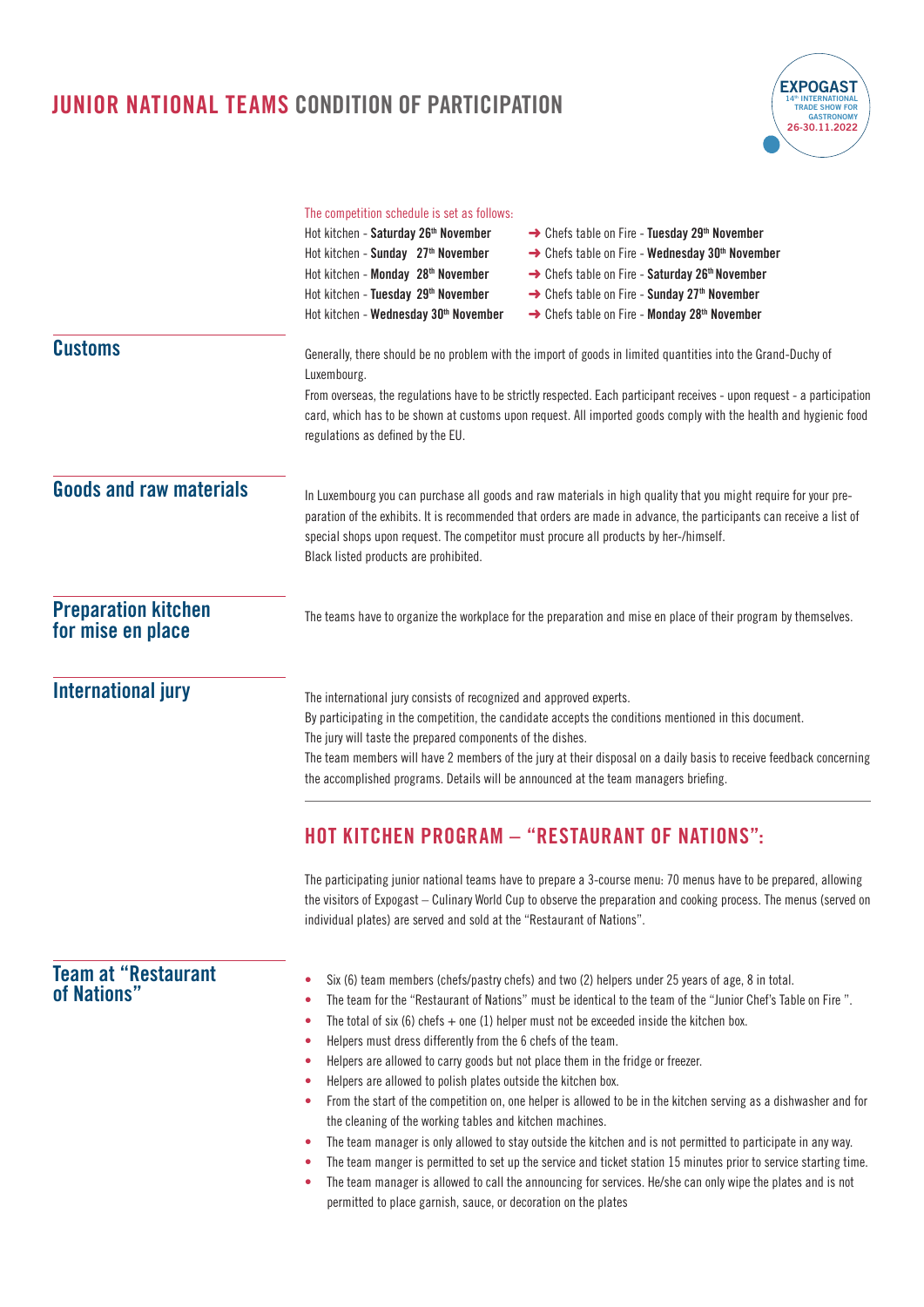# JUNIOR NATIONAL TEAMS CONDITION OF PARTICIPATION

The competition schedule is set as follows:

| Hot kitchen | | Chefs table on Fire |
|---|---|---|
| Hot kitchen - **Saturday 26th November** | → | Chefs table on Fire - **Tuesday 29th November** |
| Hot kitchen - **Sunday 27th November** | → | Chefs table on Fire - **Wednesday 30th November** |
| Hot kitchen - **Monday 28th November** | → | Chefs table on Fire - **Saturday 26th November** |
| Hot kitchen - **Tuesday 29th November** | → | Chefs table on Fire - **Sunday 27th November** |
| Hot kitchen - **Wednesday 30th November** | → | Chefs table on Fire - **Monday 28th November** |

## Customs

Generally, there should be no problem with the import of goods in limited quantities into the Grand-Duchy of Luxembourg.

From overseas, the regulations have to be strictly respected. Each participant receives - upon request - a participation card, which has to be shown at customs upon request. All imported goods comply with the health and hygienic food regulations as defined by the EU.

## Goods and raw materials

In Luxembourg you can purchase all goods and raw materials in high quality that you might require for your preparation of the exhibits. It is recommended that orders are made in advance, the participants can receive a list of special shops upon request. The competitor must procure all products by her-/himself.
Black listed products are prohibited.

## Preparation kitchen for mise en place

The teams have to organize the workplace for the preparation and mise en place of their program by themselves.

## International jury

The international jury consists of recognized and approved experts.
By participating in the competition, the candidate accepts the conditions mentioned in this document.
The jury will taste the prepared components of the dishes.
The team members will have 2 members of the jury at their disposal on a daily basis to receive feedback concerning the accomplished programs. Details will be announced at the team managers briefing.

## HOT KITCHEN PROGRAM – "RESTAURANT OF NATIONS":

The participating junior national teams have to prepare a 3-course menu: 70 menus have to be prepared, allowing the visitors of Expogast – Culinary World Cup to observe the preparation and cooking process. The menus (served on individual plates) are served and sold at the "Restaurant of Nations".

## Team at "Restaurant of Nations"

- Six (6) team members (chefs/pastry chefs) and two (2) helpers under 25 years of age, 8 in total.
- The team for the "Restaurant of Nations" must be identical to the team of the "Junior Chef's Table on Fire ".
- The total of six (6) chefs + one (1) helper must not be exceeded inside the kitchen box.
- Helpers must dress differently from the 6 chefs of the team.
- Helpers are allowed to carry goods but not place them in the fridge or freezer.
- Helpers are allowed to polish plates outside the kitchen box.
- From the start of the competition on, one helper is allowed to be in the kitchen serving as a dishwasher and for the cleaning of the working tables and kitchen machines.
- The team manager is only allowed to stay outside the kitchen and is not permitted to participate in any way.
- The team manger is permitted to set up the service and ticket station 15 minutes prior to service starting time.
- The team manager is allowed to call the announcing for services. He/she can only wipe the plates and is not permitted to place garnish, sauce, or decoration on the plates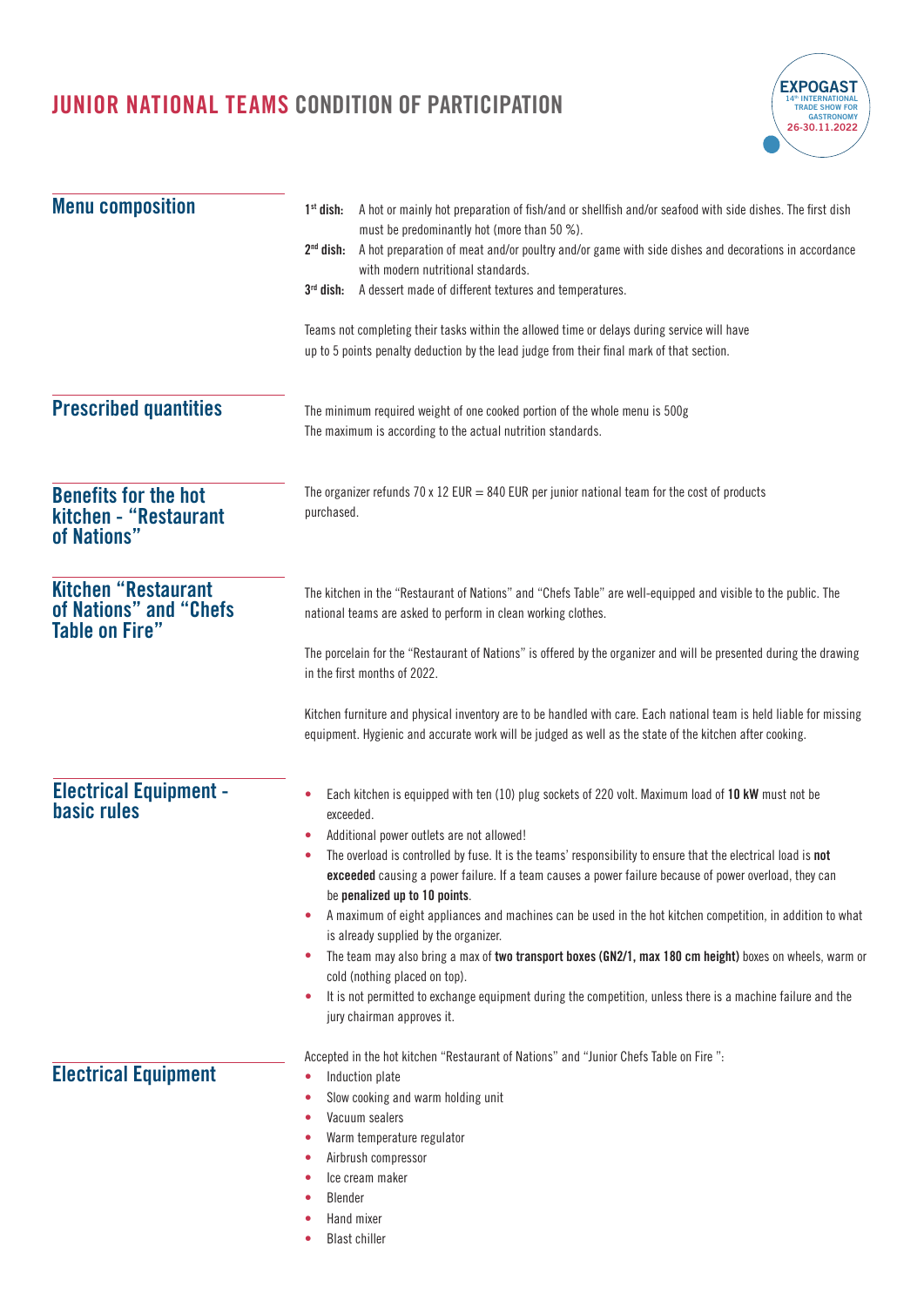# JUNIOR NATIONAL TEAMS CONDITION OF PARTICIPATION

## Menu composition

**1st dish:** A hot or mainly hot preparation of fish/and or shellfish and/or seafood with side dishes. The first dish must be predominantly hot (more than 50 %).

**2nd dish:** A hot preparation of meat and/or poultry and/or game with side dishes and decorations in accordance with modern nutritional standards.

**3rd dish:** A dessert made of different textures and temperatures.

Teams not completing their tasks within the allowed time or delays during service will have up to 5 points penalty deduction by the lead judge from their final mark of that section.

## Prescribed quantities

The minimum required weight of one cooked portion of the whole menu is 500g
The maximum is according to the actual nutrition standards.

## Benefits for the hot kitchen - "Restaurant of Nations"

The organizer refunds 70 x 12 EUR = 840 EUR per junior national team for the cost of products purchased.

## Kitchen "Restaurant of Nations" and "Chefs Table on Fire"

The kitchen in the "Restaurant of Nations" and "Chefs Table" are well-equipped and visible to the public. The national teams are asked to perform in clean working clothes.

The porcelain for the "Restaurant of Nations" is offered by the organizer and will be presented during the drawing in the first months of 2022.

Kitchen furniture and physical inventory are to be handled with care. Each national team is held liable for missing equipment. Hygienic and accurate work will be judged as well as the state of the kitchen after cooking.

## Electrical Equipment - basic rules

- Each kitchen is equipped with ten (10) plug sockets of 220 volt. Maximum load of **10 kW** must not be exceeded.
- Additional power outlets are not allowed!
- The overload is controlled by fuse. It is the teams' responsibility to ensure that the electrical load is **not exceeded** causing a power failure. If a team causes a power failure because of power overload, they can be **penalized up to 10 points**.
- A maximum of eight appliances and machines can be used in the hot kitchen competition, in addition to what is already supplied by the organizer.
- The team may also bring a max of **two transport boxes (GN2/1, max 180 cm height)** boxes on wheels, warm or cold (nothing placed on top).
- It is not permitted to exchange equipment during the competition, unless there is a machine failure and the jury chairman approves it.

## Electrical Equipment

Accepted in the hot kitchen "Restaurant of Nations" and "Junior Chefs Table on Fire ":

- Induction plate
- Slow cooking and warm holding unit
- Vacuum sealers
- Warm temperature regulator
- Airbrush compressor
- Ice cream maker
- Blender
- Hand mixer
- Blast chiller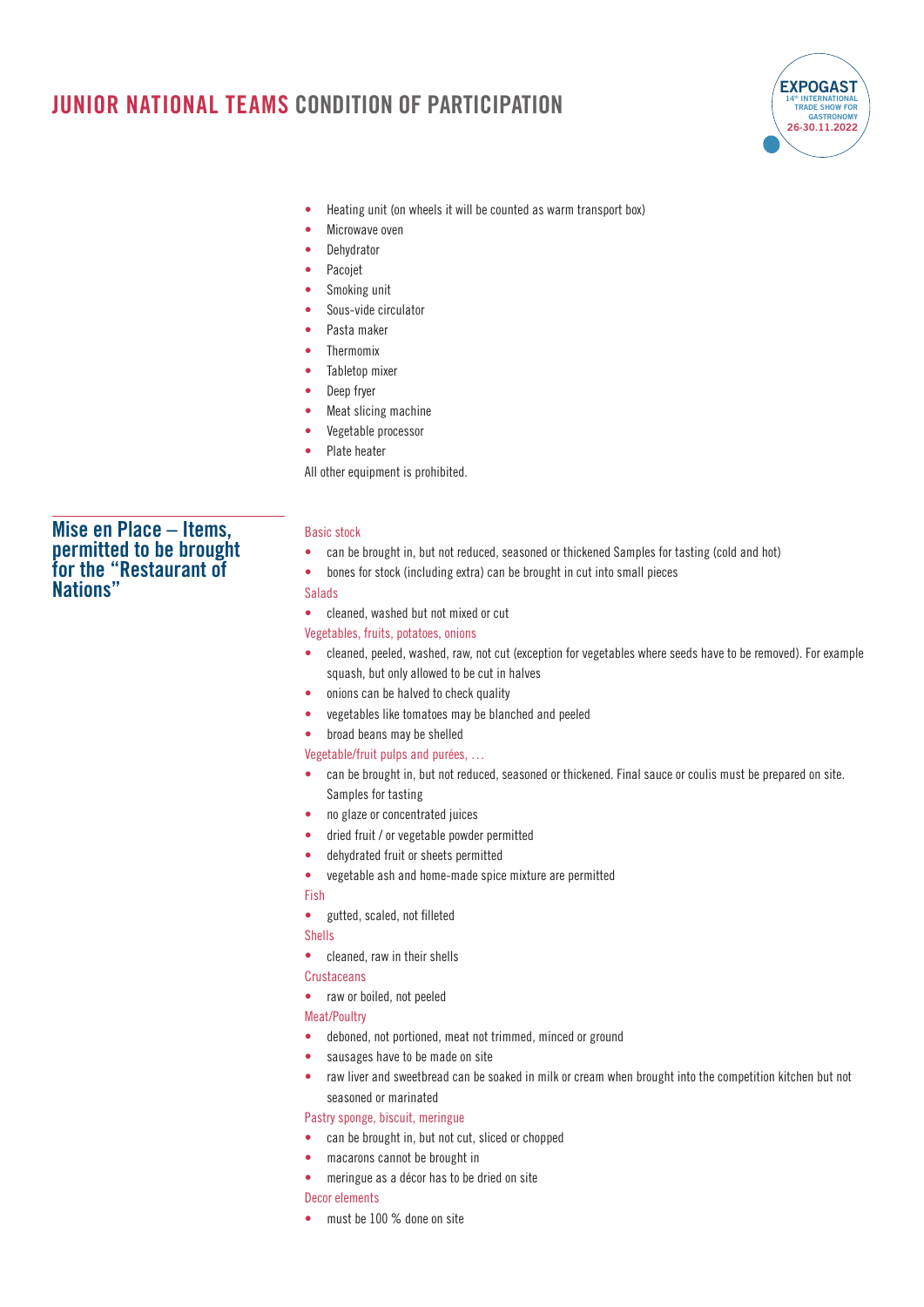- Heating unit (on wheels it will be counted as warm transport box)
- Microwave oven
- Dehydrator
- Pacojet
- Smoking unit
- Sous-vide circulator
- Pasta maker
- Thermomix
- Tabletop mixer
- Deep fryer
- Meat slicing machine
- Vegetable processor
- Plate heater

All other equipment is prohibited.

## Mise en Place – Items, permitted to be brought for the "Restaurant of Nations"

### Basic stock

- can be brought in, but not reduced, seasoned or thickened Samples for tasting (cold and hot)
- bones for stock (including extra) can be brought in cut into small pieces

### Salads

- cleaned, washed but not mixed or cut

### Vegetables, fruits, potatoes, onions

- cleaned, peeled, washed, raw, not cut (exception for vegetables where seeds have to be removed). For example squash, but only allowed to be cut in halves
- onions can be halved to check quality
- vegetables like tomatoes may be blanched and peeled
- broad beans may be shelled

### Vegetable/fruit pulps and purées, …

- can be brought in, but not reduced, seasoned or thickened. Final sauce or coulis must be prepared on site. Samples for tasting
- no glaze or concentrated juices
- dried fruit / or vegetable powder permitted
- dehydrated fruit or sheets permitted
- vegetable ash and home-made spice mixture are permitted

### Fish

- gutted, scaled, not filleted

### Shells

- cleaned, raw in their shells

### Crustaceans

- raw or boiled, not peeled

### Meat/Poultry

- deboned, not portioned, meat not trimmed, minced or ground
- sausages have to be made on site
- raw liver and sweetbread can be soaked in milk or cream when brought into the competition kitchen but not seasoned or marinated

### Pastry sponge, biscuit, meringue

- can be brought in, but not cut, sliced or chopped
- macarons cannot be brought in
- meringue as a décor has to be dried on site

### Decor elements

- must be 100 % done on site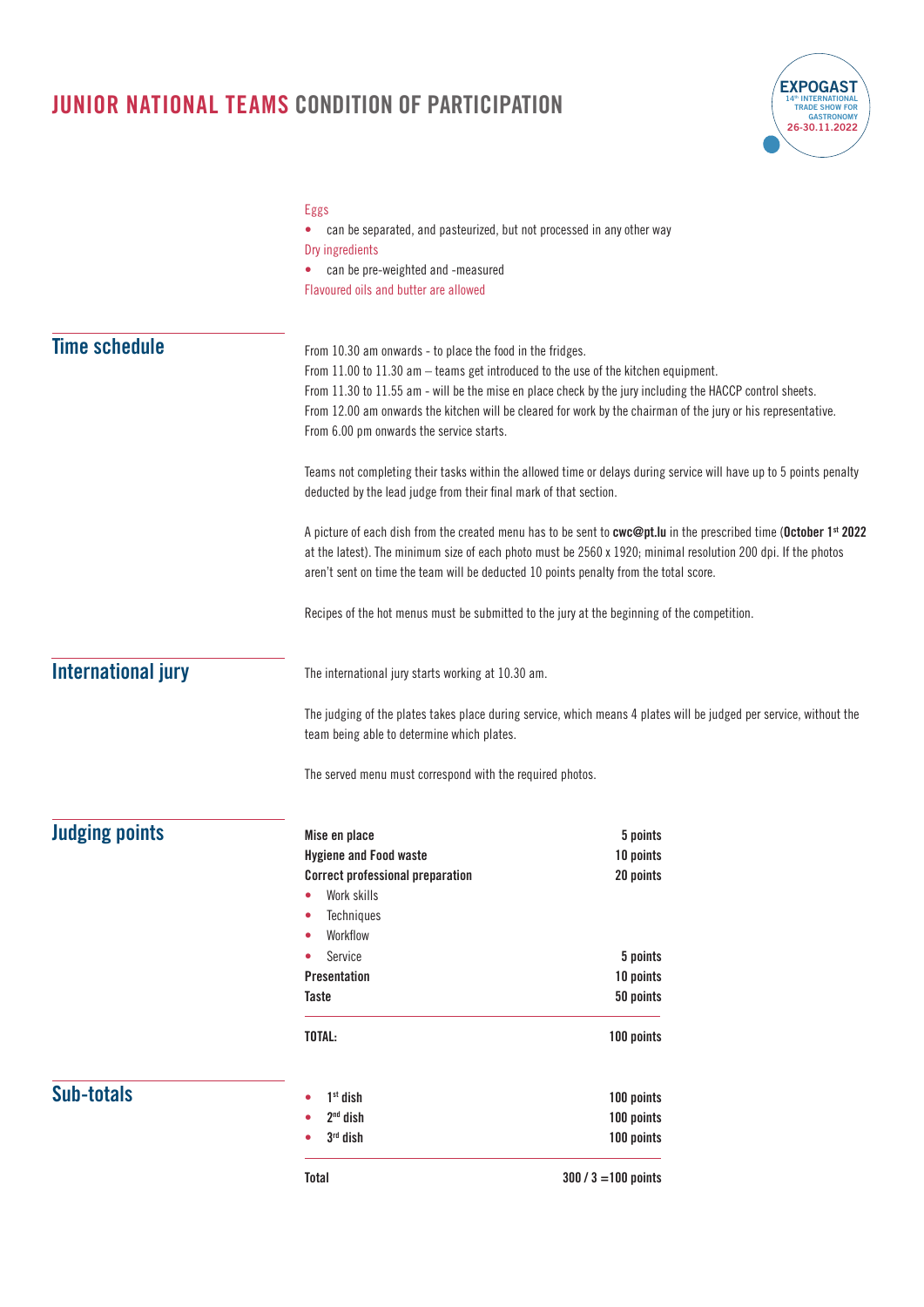Eggs

- can be separated, and pasteurized, but not processed in any other way

Dry ingredients

- can be pre-weighted and -measured

Flavoured oils and butter are allowed

## Time schedule

From 10.30 am onwards - to place the food in the fridges.
From 11.00 to 11.30 am – teams get introduced to the use of the kitchen equipment.
From 11.30 to 11.55 am - will be the mise en place check by the jury including the HACCP control sheets.
From 12.00 am onwards the kitchen will be cleared for work by the chairman of the jury or his representative.
From 6.00 pm onwards the service starts.

Teams not completing their tasks within the allowed time or delays during service will have up to 5 points penalty deducted by the lead judge from their final mark of that section.

A picture of each dish from the created menu has to be sent to **cwc@pt.lu** in the prescribed time (**October 1st 2022** at the latest). The minimum size of each photo must be 2560 x 1920; minimal resolution 200 dpi. If the photos aren't sent on time the team will be deducted 10 points penalty from the total score.

Recipes of the hot menus must be submitted to the jury at the beginning of the competition.

## International jury

The international jury starts working at 10.30 am.

The judging of the plates takes place during service, which means 4 plates will be judged per service, without the team being able to determine which plates.

The served menu must correspond with the required photos.

## Judging points

| | |
|---|---|
| **Mise en place** | **5 points** |
| **Hygiene and Food waste** | **10 points** |
| **Correct professional preparation** | **20 points** |
| • Work skills | |
| • Techniques | |
| • Workflow | |
| • Service | **5 points** |
| **Presentation** | **10 points** |
| **Taste** | **50 points** |
| **TOTAL:** | **100 points** |

## Sub-totals

| | |
|---|---|
| • **1st dish** | **100 points** |
| • **2nd dish** | **100 points** |
| • **3rd dish** | **100 points** |
| **Total** | **300 / 3 =100 points** |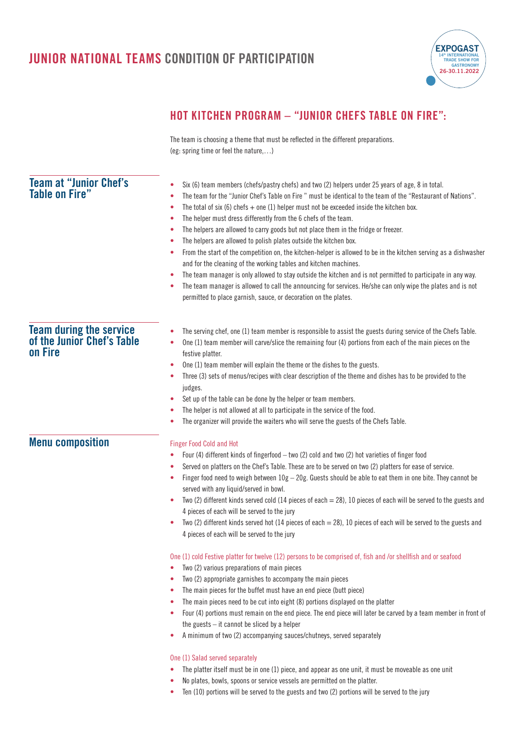# JUNIOR NATIONAL TEAMS CONDITION OF PARTICIPATION

## HOT KITCHEN PROGRAM – "JUNIOR CHEFS TABLE ON FIRE":

The team is choosing a theme that must be reflected in the different preparations.
(eg: spring time or feel the nature,…)

### Team at "Junior Chef's Table on Fire"

- Six (6) team members (chefs/pastry chefs) and two (2) helpers under 25 years of age, 8 in total.
- The team for the "Junior Chef's Table on Fire " must be identical to the team of the "Restaurant of Nations".
- The total of six (6) chefs + one (1) helper must not be exceeded inside the kitchen box.
- The helper must dress differently from the 6 chefs of the team.
- The helpers are allowed to carry goods but not place them in the fridge or freezer.
- The helpers are allowed to polish plates outside the kitchen box.
- From the start of the competition on, the kitchen-helper is allowed to be in the kitchen serving as a dishwasher and for the cleaning of the working tables and kitchen machines.
- The team manager is only allowed to stay outside the kitchen and is not permitted to participate in any way.
- The team manager is allowed to call the announcing for services. He/she can only wipe the plates and is not permitted to place garnish, sauce, or decoration on the plates.

### Team during the service of the Junior Chef's Table on Fire

- The serving chef, one (1) team member is responsible to assist the guests during service of the Chefs Table.
- One (1) team member will carve/slice the remaining four (4) portions from each of the main pieces on the festive platter.
- One (1) team member will explain the theme or the dishes to the guests.
- Three (3) sets of menus/recipes with clear description of the theme and dishes has to be provided to the judges.
- Set up of the table can be done by the helper or team members.
- The helper is not allowed at all to participate in the service of the food.
- The organizer will provide the waiters who will serve the guests of the Chefs Table.

### Menu composition

Finger Food Cold and Hot

- Four (4) different kinds of fingerfood – two (2) cold and two (2) hot varieties of finger food
- Served on platters on the Chef's Table. These are to be served on two (2) platters for ease of service.
- Finger food need to weigh between 10g – 20g. Guests should be able to eat them in one bite. They cannot be served with any liquid/served in bowl.
- Two (2) different kinds served cold (14 pieces of each = 28), 10 pieces of each will be served to the guests and 4 pieces of each will be served to the jury
- Two (2) different kinds served hot (14 pieces of each = 28), 10 pieces of each will be served to the guests and 4 pieces of each will be served to the jury

One (1) cold Festive platter for twelve (12) persons to be comprised of, fish and /or shellfish and or seafood

- Two (2) various preparations of main pieces
- Two (2) appropriate garnishes to accompany the main pieces
- The main pieces for the buffet must have an end piece (butt piece)
- The main pieces need to be cut into eight (8) portions displayed on the platter
- Four (4) portions must remain on the end piece. The end piece will later be carved by a team member in front of the guests – it cannot be sliced by a helper
- A minimum of two (2) accompanying sauces/chutneys, served separately

One (1) Salad served separately

- The platter itself must be in one (1) piece, and appear as one unit, it must be moveable as one unit
- No plates, bowls, spoons or service vessels are permitted on the platter.
- Ten (10) portions will be served to the guests and two (2) portions will be served to the jury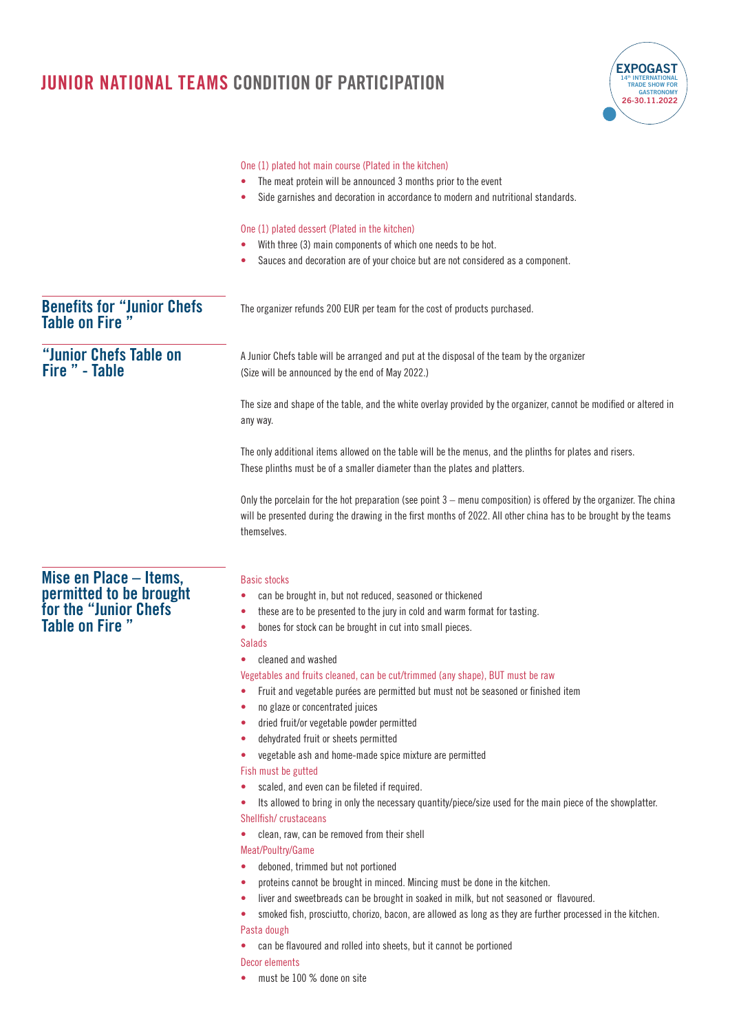One (1) plated hot main course (Plated in the kitchen)

- The meat protein will be announced 3 months prior to the event
- Side garnishes and decoration in accordance to modern and nutritional standards.

One (1) plated dessert (Plated in the kitchen)

- With three (3) main components of which one needs to be hot.
- Sauces and decoration are of your choice but are not considered as a component.

## Benefits for "Junior Chefs Table on Fire "

The organizer refunds 200 EUR per team for the cost of products purchased.

## "Junior Chefs Table on Fire " - Table

A Junior Chefs table will be arranged and put at the disposal of the team by the organizer (Size will be announced by the end of May 2022.)

The size and shape of the table, and the white overlay provided by the organizer, cannot be modified or altered in any way.

The only additional items allowed on the table will be the menus, and the plinths for plates and risers. These plinths must be of a smaller diameter than the plates and platters.

Only the porcelain for the hot preparation (see point 3 – menu composition) is offered by the organizer. The china will be presented during the drawing in the first months of 2022. All other china has to be brought by the teams themselves.

## Mise en Place – Items, permitted to be brought for the "Junior Chefs Table on Fire "

Basic stocks

- can be brought in, but not reduced, seasoned or thickened
- these are to be presented to the jury in cold and warm format for tasting.
- bones for stock can be brought in cut into small pieces.

Salads

- cleaned and washed

Vegetables and fruits cleaned, can be cut/trimmed (any shape), BUT must be raw

- Fruit and vegetable purées are permitted but must not be seasoned or finished item
- no glaze or concentrated juices
- dried fruit/or vegetable powder permitted
- dehydrated fruit or sheets permitted
- vegetable ash and home-made spice mixture are permitted

Fish must be gutted

- scaled, and even can be fileted if required.
- Its allowed to bring in only the necessary quantity/piece/size used for the main piece of the showplatter.

Shellfish/ crustaceans

- clean, raw, can be removed from their shell

Meat/Poultry/Game

- deboned, trimmed but not portioned
- proteins cannot be brought in minced. Mincing must be done in the kitchen.
- liver and sweetbreads can be brought in soaked in milk, but not seasoned or flavoured.
- smoked fish, prosciutto, chorizo, bacon, are allowed as long as they are further processed in the kitchen.

Pasta dough

- can be flavoured and rolled into sheets, but it cannot be portioned

Decor elements

- must be 100 % done on site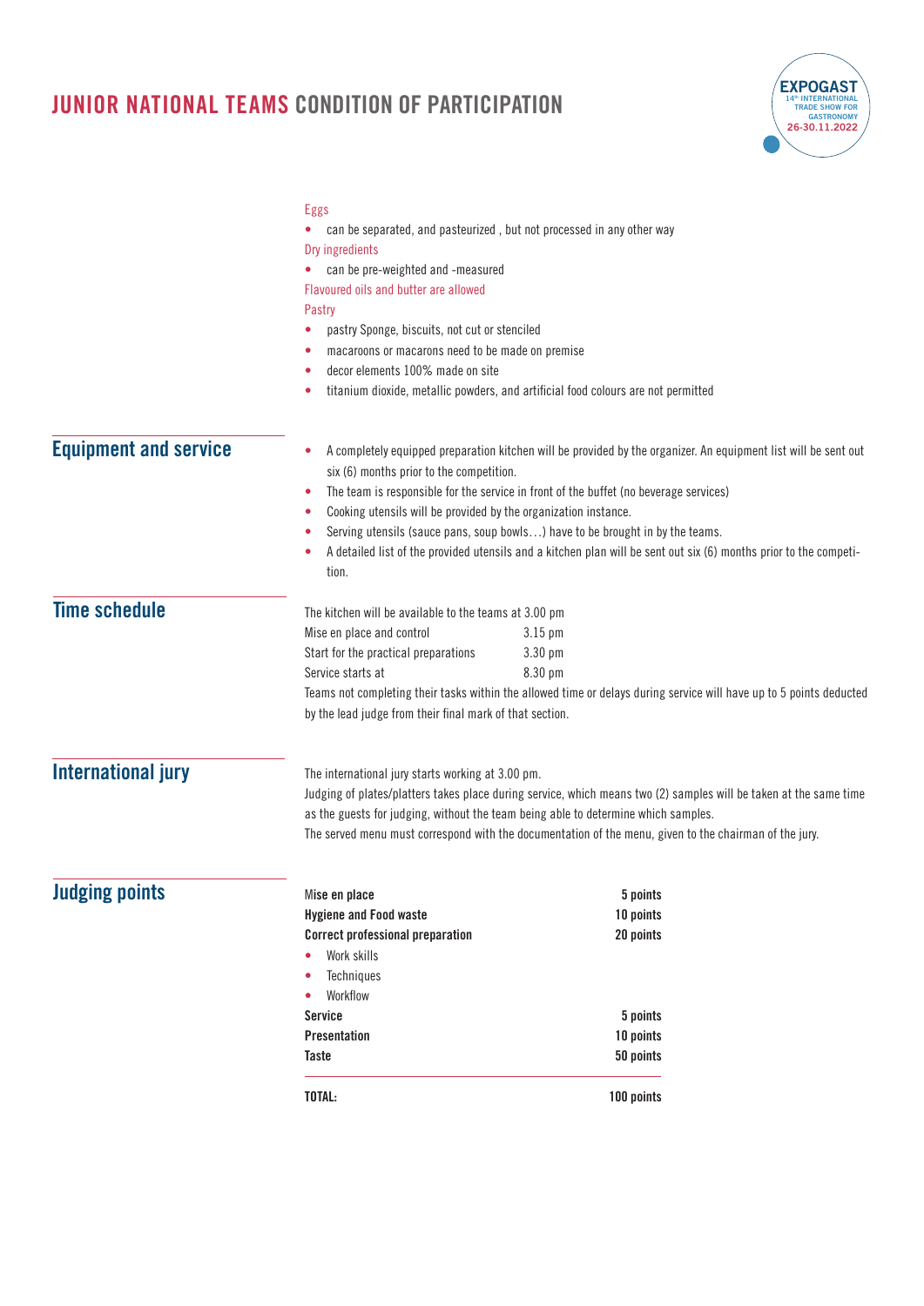# JUNIOR NATIONAL TEAMS CONDITION OF PARTICIPATION

Eggs

- can be separated, and pasteurized , but not processed in any other way

Dry ingredients

- can be pre-weighted and -measured

Flavoured oils and butter are allowed

Pastry

- pastry Sponge, biscuits, not cut or stenciled
- macaroons or macarons need to be made on premise
- decor elements 100% made on site
- titanium dioxide, metallic powders, and artificial food colours are not permitted

## Equipment and service

- A completely equipped preparation kitchen will be provided by the organizer. An equipment list will be sent out six (6) months prior to the competition.
- The team is responsible for the service in front of the buffet (no beverage services)
- Cooking utensils will be provided by the organization instance.
- Serving utensils (sauce pans, soup bowls…) have to be brought in by the teams.
- A detailed list of the provided utensils and a kitchen plan will be sent out six (6) months prior to the competition.

## Time schedule

The kitchen will be available to the teams at 3.00 pm

| | |
|---|---|
| Mise en place and control | 3.15 pm |
| Start for the practical preparations | 3.30 pm |
| Service starts at | 8.30 pm |

Teams not completing their tasks within the allowed time or delays during service will have up to 5 points deducted by the lead judge from their final mark of that section.

## International jury

The international jury starts working at 3.00 pm.

Judging of plates/platters takes place during service, which means two (2) samples will be taken at the same time as the guests for judging, without the team being able to determine which samples.

The served menu must correspond with the documentation of the menu, given to the chairman of the jury.

## Judging points

| | |
|---|---|
| **Mise en place** | **5 points** |
| **Hygiene and Food waste** | **10 points** |
| **Correct professional preparation** | **20 points** |
| • Work skills | |
| • Techniques | |
| • Workflow | |
| **Service** | **5 points** |
| **Presentation** | **10 points** |
| **Taste** | **50 points** |
| **TOTAL:** | **100 points** |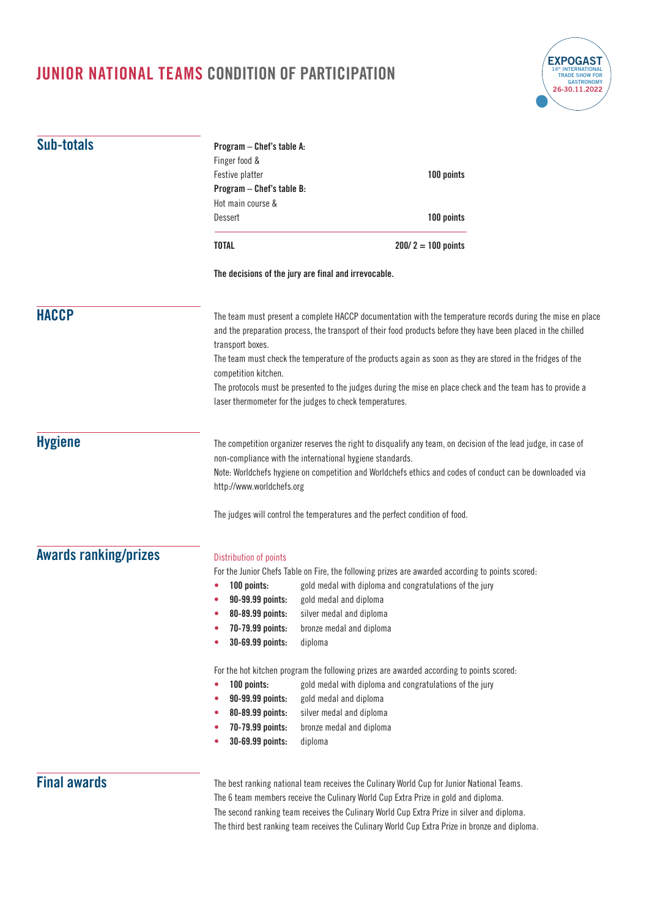# JUNIOR NATIONAL TEAMS CONDITION OF PARTICIPATION

## Sub-totals

| | |
|---|---|
| **Program – Chef's table A:** | |
| Finger food & | |
| Festive platter | **100 points** |
| **Program – Chef's table B:** | |
| Hot main course & | |
| Dessert | **100 points** |
| **TOTAL** | **200/ 2 = 100 points** |

**The decisions of the jury are final and irrevocable.**

## HACCP

The team must present a complete HACCP documentation with the temperature records during the mise en place and the preparation process, the transport of their food products before they have been placed in the chilled transport boxes.
The team must check the temperature of the products again as soon as they are stored in the fridges of the competition kitchen.
The protocols must be presented to the judges during the mise en place check and the team has to provide a laser thermometer for the judges to check temperatures.

## Hygiene

The competition organizer reserves the right to disqualify any team, on decision of the lead judge, in case of non-compliance with the international hygiene standards.
Note: Worldchefs hygiene on competition and Worldchefs ethics and codes of conduct can be downloaded via http://www.worldchefs.org

The judges will control the temperatures and the perfect condition of food.

## Awards ranking/prizes

Distribution of points

For the Junior Chefs Table on Fire, the following prizes are awarded according to points scored:

- **100 points:** gold medal with diploma and congratulations of the jury
- **90-99.99 points:** gold medal and diploma
- **80-89.99 points:** silver medal and diploma
- **70-79.99 points:** bronze medal and diploma
- **30-69.99 points:** diploma

For the hot kitchen program the following prizes are awarded according to points scored:

- **100 points:** gold medal with diploma and congratulations of the jury
- **90-99.99 points:** gold medal and diploma
- **80-89.99 points:** silver medal and diploma
- **70-79.99 points:** bronze medal and diploma
- **30-69.99 points:** diploma

## Final awards

The best ranking national team receives the Culinary World Cup for Junior National Teams.
The 6 team members receive the Culinary World Cup Extra Prize in gold and diploma.
The second ranking team receives the Culinary World Cup Extra Prize in silver and diploma.
The third best ranking team receives the Culinary World Cup Extra Prize in bronze and diploma.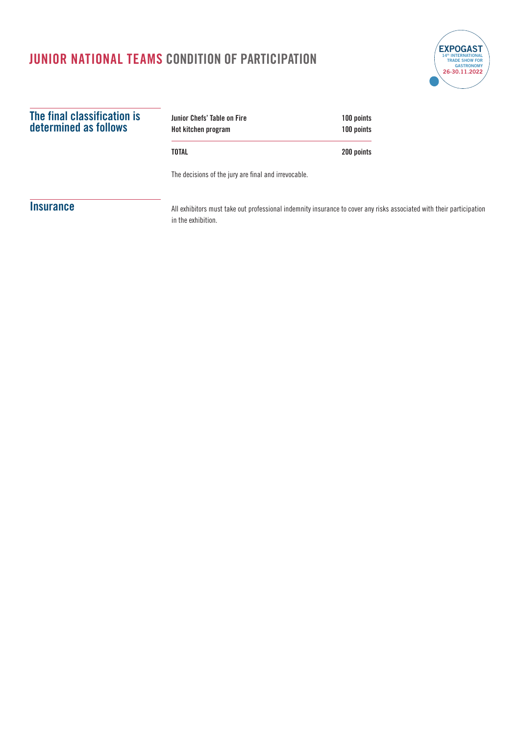## The final classification is determined as follows

| | |
|---|---|
| **Junior Chefs' Table on Fire** | **100 points** |
| **Hot kitchen program** | **100 points** |
| **TOTAL** | **200 points** |

The decisions of the jury are final and irrevocable.

## Insurance

All exhibitors must take out professional indemnity insurance to cover any risks associated with their participation in the exhibition.